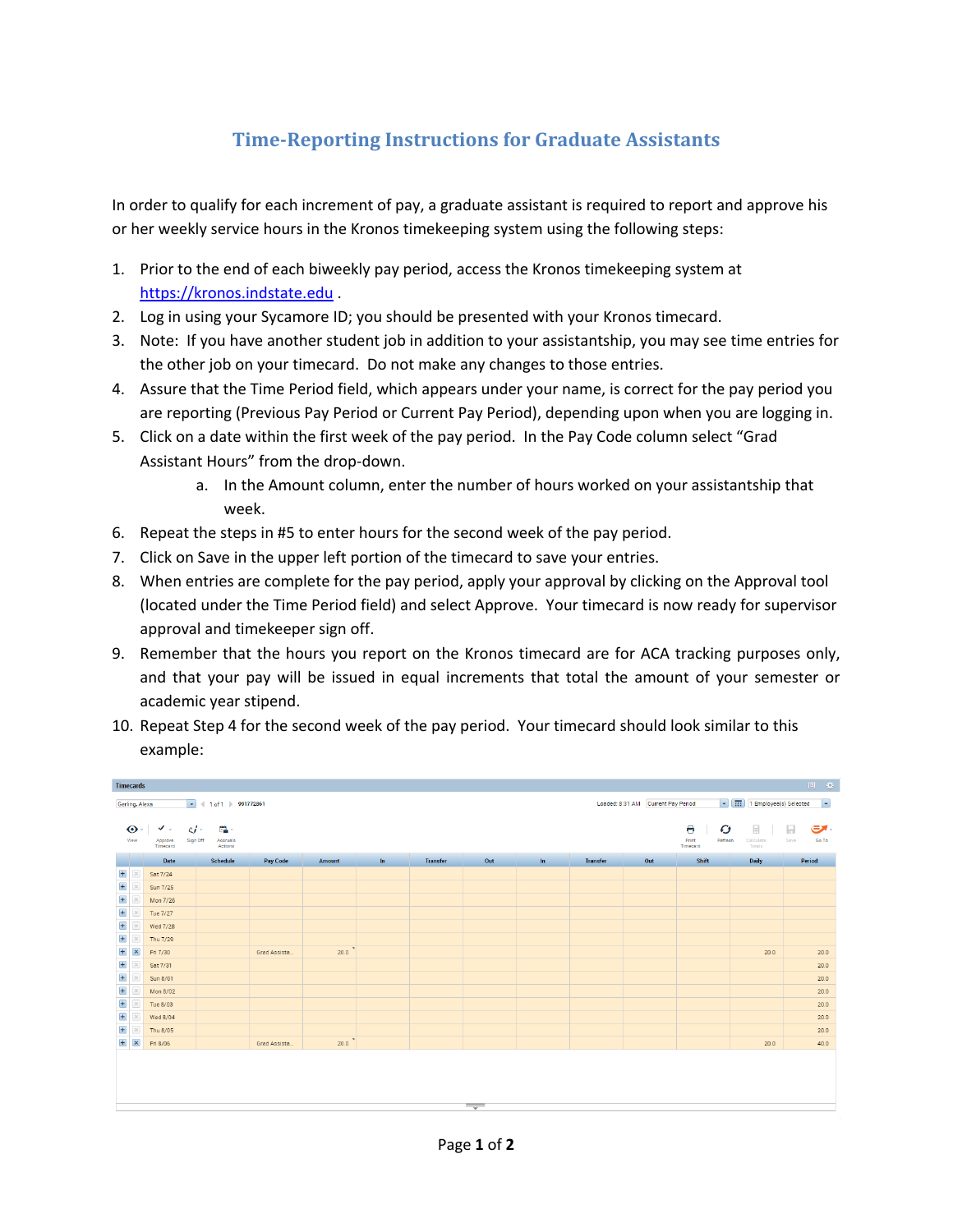# Time-Reporting Instructions for Graduate Assistants

In order to qualify for each increment of pay, a graduate assistant is required to report and approve his or her weekly service hours in the Kronos timekeeping system using the following steps:

1. Prior to the end of each biweekly pay period, access the Kronos timekeeping system at https://kronos.indstate.edu .
2. Log in using your Sycamore ID; you should be presented with your Kronos timecard.
3. Note: If you have another student job in addition to your assistantship, you may see time entries for the other job on your timecard. Do not make any changes to those entries.
4. Assure that the Time Period field, which appears under your name, is correct for the pay period you are reporting (Previous Pay Period or Current Pay Period), depending upon when you are logging in.
5. Click on a date within the first week of the pay period. In the Pay Code column select "Grad Assistant Hours" from the drop-down.
   a. In the Amount column, enter the number of hours worked on your assistantship that week.
6. Repeat the steps in #5 to enter hours for the second week of the pay period.
7. Click on Save in the upper left portion of the timecard to save your entries.
8. When entries are complete for the pay period, apply your approval by clicking on the Approval tool (located under the Time Period field) and select Approve. Your timecard is now ready for supervisor approval and timekeeper sign off.
9. Remember that the hours you report on the Kronos timecard are for ACA tracking purposes only, and that your pay will be issued in equal increments that total the amount of your semester or academic year stipend.
10. Repeat Step 4 for the second week of the pay period. Your timecard should look similar to this example:

Timecards

Gerling, Alexa | 1 of 1 | 991772861 | Loaded: 8:31 AM | Current Pay Period | 1 Employee(s) Selected

| Date | Schedule | Pay Code | Amount | In | Transfer | Out | In | Transfer | Out | Shift | Daily | Period |
|---|---|---|---|---|---|---|---|---|---|---|---|---|
| Sat 7/24 | | | | | | | | | | | | |
| Sun 7/25 | | | | | | | | | | | | |
| Mon 7/26 | | | | | | | | | | | | |
| Tue 7/27 | | | | | | | | | | | | |
| Wed 7/28 | | | | | | | | | | | | |
| Thu 7/29 | | | | | | | | | | | | |
| Fri 7/30 | | Grad Assista... | 20.0 | | | | | | | | 20.0 | 20.0 |
| Sat 7/31 | | | | | | | | | | | | 20.0 |
| Sun 8/01 | | | | | | | | | | | | 20.0 |
| Mon 8/02 | | | | | | | | | | | | 20.0 |
| Tue 8/03 | | | | | | | | | | | | 20.0 |
| Wed 8/04 | | | | | | | | | | | | 20.0 |
| Thu 8/05 | | | | | | | | | | | | 20.0 |
| Fri 8/06 | | Grad Assista... | 20.0 | | | | | | | | 20.0 | 40.0 |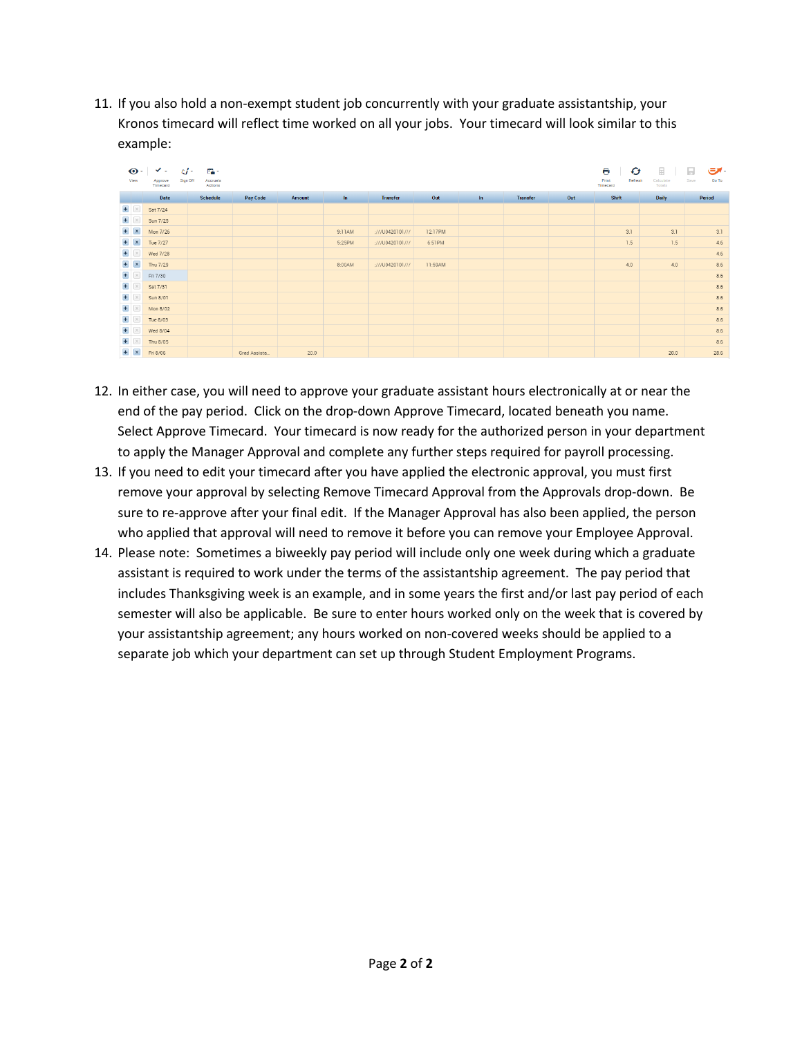11. If you also hold a non-exempt student job concurrently with your graduate assistantship, your Kronos timecard will reflect time worked on all your jobs. Your timecard will look similar to this example:

| Date | Schedule | Pay Code | Amount | In | Transfer | Out | In | Transfer | Out | Shift | Daily | Period |
|---|---|---|---|---|---|---|---|---|---|---|---|---|
| Sat 7/24 | | | | | | | | | | | | |
| Sun 7/25 | | | | | | | | | | | | |
| Mon 7/26 | | | | 9:11AM | ;///U0420101/// | 12:17PM | | | | 3.1 | 3.1 | 3.1 |
| Tue 7/27 | | | | 5:25PM | ;///U0420101/// | 6:51PM | | | | 1.5 | 1.5 | 4.6 |
| Wed 7/28 | | | | | | | | | | | | 4.6 |
| Thu 7/29 | | | | 8:00AM | ;///U0420101/// | 11:59AM | | | | 4.0 | 4.0 | 8.6 |
| Fri 7/30 | | | | | | | | | | | | 8.6 |
| Sat 7/31 | | | | | | | | | | | | 8.6 |
| Sun 8/01 | | | | | | | | | | | | 8.6 |
| Mon 8/02 | | | | | | | | | | | | 8.6 |
| Tue 8/03 | | | | | | | | | | | | 8.6 |
| Wed 8/04 | | | | | | | | | | | | 8.6 |
| Thu 8/05 | | | | | | | | | | | | 8.6 |
| Fri 8/06 | | Grad Assista... | 20.0 | | | | | | | | 20.0 | 28.6 |

12. In either case, you will need to approve your graduate assistant hours electronically at or near the end of the pay period. Click on the drop-down Approve Timecard, located beneath you name. Select Approve Timecard. Your timecard is now ready for the authorized person in your department to apply the Manager Approval and complete any further steps required for payroll processing.
13. If you need to edit your timecard after you have applied the electronic approval, you must first remove your approval by selecting Remove Timecard Approval from the Approvals drop-down. Be sure to re-approve after your final edit. If the Manager Approval has also been applied, the person who applied that approval will need to remove it before you can remove your Employee Approval.
14. Please note: Sometimes a biweekly pay period will include only one week during which a graduate assistant is required to work under the terms of the assistantship agreement. The pay period that includes Thanksgiving week is an example, and in some years the first and/or last pay period of each semester will also be applicable. Be sure to enter hours worked only on the week that is covered by your assistantship agreement; any hours worked on non-covered weeks should be applied to a separate job which your department can set up through Student Employment Programs.